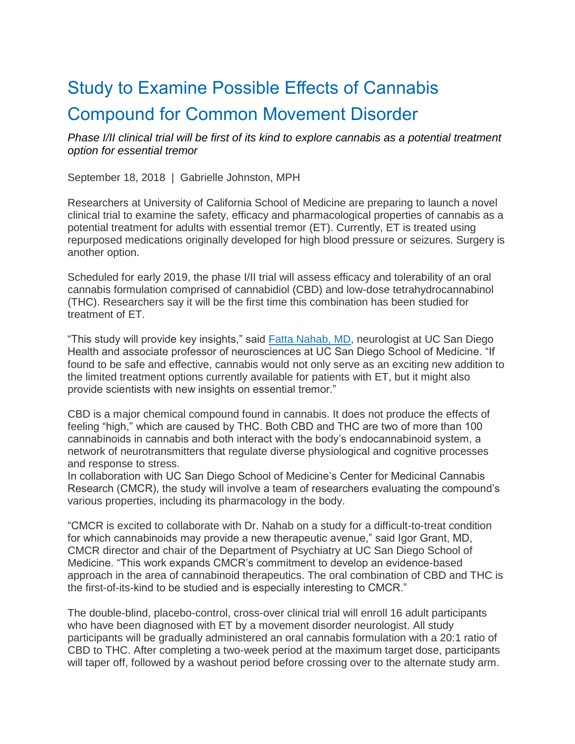# Study to Examine Possible Effects of Cannabis Compound for Common Movement Disorder

*Phase I/II clinical trial will be first of its kind to explore cannabis as a potential treatment option for essential tremor*

September 18, 2018 | Gabrielle Johnston, MPH

Researchers at University of California School of Medicine are preparing to launch a novel clinical trial to examine the safety, efficacy and pharmacological properties of cannabis as a potential treatment for adults with essential tremor (ET). Currently, ET is treated using repurposed medications originally developed for high blood pressure or seizures. Surgery is another option.

Scheduled for early 2019, the phase I/II trial will assess efficacy and tolerability of an oral cannabis formulation comprised of cannabidiol (CBD) and low-dose tetrahydrocannabinol (THC). Researchers say it will be the first time this combination has been studied for treatment of ET.

"This study will provide key insights," said Fatta Nahab, MD, neurologist at UC San Diego Health and associate professor of neurosciences at UC San Diego School of Medicine. "If found to be safe and effective, cannabis would not only serve as an exciting new addition to the limited treatment options currently available for patients with ET, but it might also provide scientists with new insights on essential tremor."

CBD is a major chemical compound found in cannabis. It does not produce the effects of feeling "high," which are caused by THC. Both CBD and THC are two of more than 100 cannabinoids in cannabis and both interact with the body's endocannabinoid system, a network of neurotransmitters that regulate diverse physiological and cognitive processes and response to stress.
In collaboration with UC San Diego School of Medicine's Center for Medicinal Cannabis Research (CMCR), the study will involve a team of researchers evaluating the compound's various properties, including its pharmacology in the body.

"CMCR is excited to collaborate with Dr. Nahab on a study for a difficult-to-treat condition for which cannabinoids may provide a new therapeutic avenue," said Igor Grant, MD, CMCR director and chair of the Department of Psychiatry at UC San Diego School of Medicine. "This work expands CMCR's commitment to develop an evidence-based approach in the area of cannabinoid therapeutics. The oral combination of CBD and THC is the first-of-its-kind to be studied and is especially interesting to CMCR."

The double-blind, placebo-control, cross-over clinical trial will enroll 16 adult participants who have been diagnosed with ET by a movement disorder neurologist. All study participants will be gradually administered an oral cannabis formulation with a 20:1 ratio of CBD to THC. After completing a two-week period at the maximum target dose, participants will taper off, followed by a washout period before crossing over to the alternate study arm.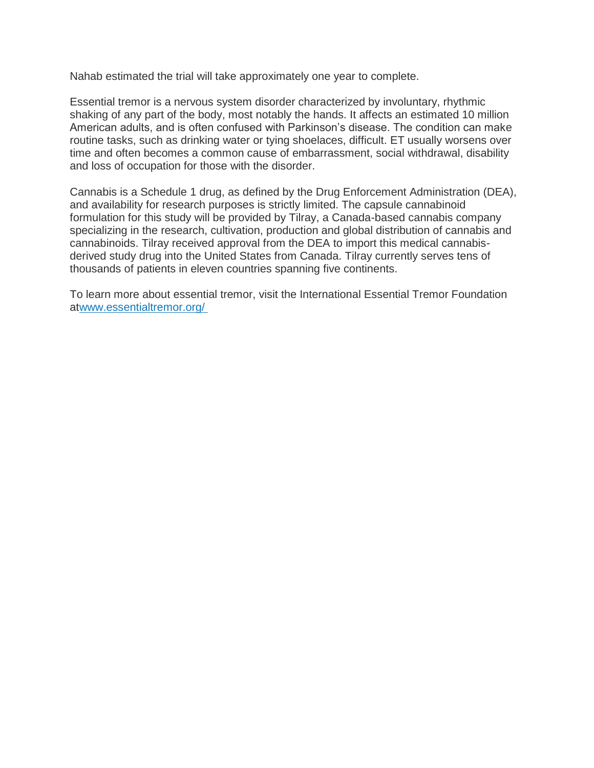Nahab estimated the trial will take approximately one year to complete.

Essential tremor is a nervous system disorder characterized by involuntary, rhythmic shaking of any part of the body, most notably the hands. It affects an estimated 10 million American adults, and is often confused with Parkinson's disease. The condition can make routine tasks, such as drinking water or tying shoelaces, difficult. ET usually worsens over time and often becomes a common cause of embarrassment, social withdrawal, disability and loss of occupation for those with the disorder.

Cannabis is a Schedule 1 drug, as defined by the Drug Enforcement Administration (DEA), and availability for research purposes is strictly limited. The capsule cannabinoid formulation for this study will be provided by Tilray, a Canada-based cannabis company specializing in the research, cultivation, production and global distribution of cannabis and cannabinoids. Tilray received approval from the DEA to import this medical cannabis-derived study drug into the United States from Canada. Tilray currently serves tens of thousands of patients in eleven countries spanning five continents.

To learn more about essential tremor, visit the International Essential Tremor Foundation at[www.essentialtremor.org/](www.essentialtremor.org/)